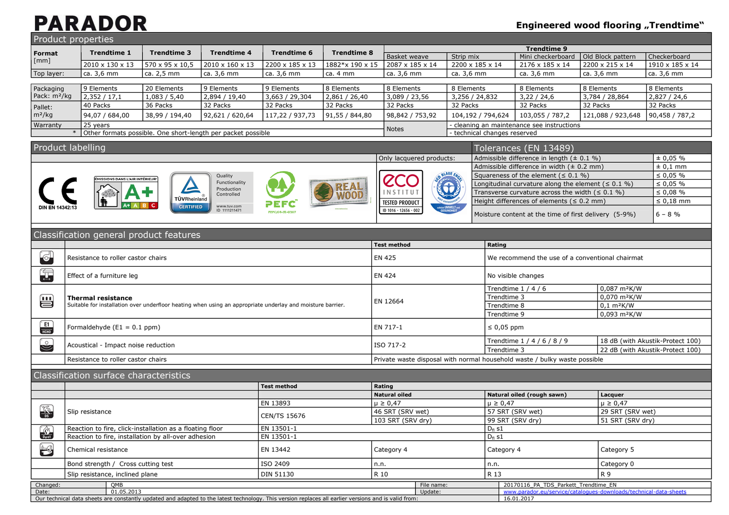# PARADOR

**Engineered wood flooring „Trendtime“**

## Product properties

| **Format** [mm] | **Trendtime 1** | **Trendtime 3** | **Trendtime 4** | **Trendtime 6** | **Trendtime 8** | **Trendtime 9** | | | | |
|---|---|---|---|---|---|---|---|---|---|---|
| | | | | | | Basket weave | Strip mix | Mini checkerboard | Old Block pattern | Checkerboard |
| | 2010 x 130 x 13 | 570 x 95 x 10,5 | 2010 x 160 x 13 | 2200 x 185 x 13 | 1882*x 190 x 15 | 2087 x 185 x 14 | 2200 x 185 x 14 | 2176 x 185 x 14 | 2200 x 215 x 14 | 1910 x 185 x 14 |
| Top layer: | ca. 3,6 mm | ca. 2,5 mm | ca. 3,6 mm | ca. 3,6 mm | ca. 4 mm | ca. 3,6 mm | ca. 3,6 mm | ca. 3,6 mm | ca. 3,6 mm | ca. 3,6 mm |

| | | | | | | | | | | |
|---|---|---|---|---|---|---|---|---|---|---|
| Packaging | 9 Elements | 20 Elements | 9 Elements | 9 Elements | 8 Elements | 8 Elements | 8 Elements | 8 Elements | 8 Elements | 8 Elements |
| Pack: m²/kg | 2,352 / 17,1 | 1,083 / 5,40 | 2,894 / 19,40 | 3,663 / 29,304 | 2,861 / 26,40 | 3,089 / 23,56 | 3,256 / 24,832 | 3,22 / 24,6 | 3,784 / 28,864 | 2,827 / 24,6 |
| Pallet: | 40 Packs | 36 Packs | 32 Packs | 32 Packs | 32 Packs | 32 Packs | 32 Packs | 32 Packs | 32 Packs | 32 Packs |
| m²/kg | 94,07 / 684,00 | 38,99 / 194,40 | 92,621 / 620,64 | 117,22 / 937,73 | 91,55 / 844,80 | 98,842 / 753,92 | 104,192 / 794,624 | 103,055 / 787,2 | 121,088 / 923,648 | 90,458 / 787,2 |
| Warranty | 25 years | | | | | Notes | - cleaning an maintenance see instructions | | | |
| * | Other formats possible. One short-length per packet possible | | | | | | - technical changes reserved | | | |

## Product labelling

DIN EN 14342:13

Only lacquered products:

## Tolerances (EN 13489)

| | |
|---|---|
| Admissible difference in length (± 0.1 %) | ± 0,05 % |
| Admissible difference in width (± 0.2 mm) | ± 0,1 mm |
| Squareness of the element (≤ 0.1 %) | ≤ 0,05 % |
| Longitudinal curvature along the element (≤ 0.1 %) | ≤ 0,05 % |
| Transverse curvature across the width (≤ 0.1 %) | ≤ 0,08 % |
| Height differences of elements (≤ 0.2 mm) | ≤ 0,18 mm |
| Moisture content at the time of first delivery (5-9%) | 6 – 8 % |

## Classification general product features

| | Test method | Rating | |
|---|---|---|---|
| Resistance to roller castor chairs | EN 425 | We recommend the use of a conventional chairmat | |
| Effect of a furniture leg | EN 424 | No visible changes | |
| **Thermal resistance** Suitable for installation over underfloor heating when using an appropriate underlay and moisture barrier. | EN 12664 | Trendtime 1 / 4 / 6 | 0,087 m²K/W |
| | | Trendtime 3 | 0,070 m²K/W |
| | | Trendtime 8 | 0,1 m²K/W |
| | | Trendtime 9 | 0,093 m²K/W |
| Formaldehyde (E1 = 0.1 ppm) | EN 717-1 | ≤ 0,05 ppm | |
| Acoustical - Impact noise reduction | ISO 717-2 | Trendtime 1 / 4 / 6 / 8 / 9 | 18 dB (with Akustik-Protect 100) |
| | | Trendtime 3 | 22 dB (with Akustik-Protect 100) |
| Resistance to roller castor chairs | Private waste disposal with normal household waste / bulky waste possible | | |

## Classification surface characteristics

| | Test method | Rating | | |
|---|---|---|---|---|
| | | Natural oiled | Natural oiled (rough sawn) | Lacquer |
| Slip resistance | EN 13893 | μ ≥ 0,47 | μ ≥ 0,47 | μ ≥ 0,47 |
| | CEN/TS 15676 | 46 SRT (SRV wet) | 57 SRT (SRV wet) | 29 SRT (SRV wet) |
| | | 103 SRT (SRV dry) | 99 SRT (SRV dry) | 51 SRT (SRV dry) |
| Reaction to fire, click-installation as a floating floor | EN 13501-1 | | $D_{fl}$ s1 | |
| Reaction to fire, installation by all-over adhesion | EN 13501-1 | | $D_{fl}$ s1 | |
| Chemical resistance | EN 13442 | Category 4 | Category 4 | Category 5 |
| Bond strength / Cross cutting test | ISO 2409 | n.n. | n.n. | Category 0 |
| Slip resistance, inclined plane | DIN 51130 | R 10 | R 13 | R 9 |

| | | | |
|---|---|---|---|
| Changed: | QMB | File name: | 20170116_PA_TDS_Parkett_Trendtime_EN |
| Date: | 01.05.2013 | Update: | www.parador.eu/service/catalogues-downloads/technical-data-sheets |
| Our technical data sheets are constantly updated and adapted to the latest technology. This version replaces all earlier versions and is valid from: | | | 16.01.2017 |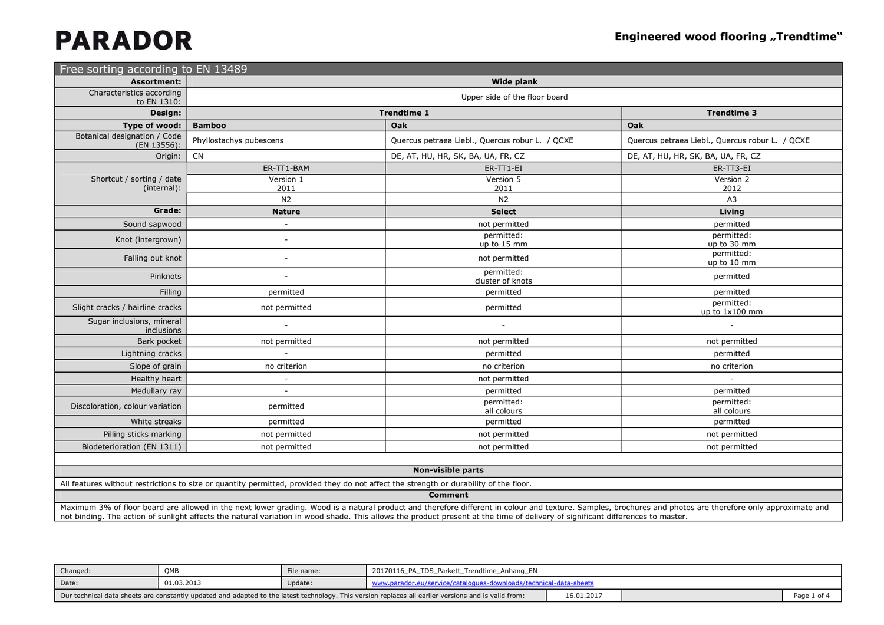**PARADOR**

**Engineered wood flooring „Trendtime"**

| Free sorting according to EN 13489 | | | |
|---|---|---|---|
| **Assortment:** | **Wide plank** | | |
| Characteristics according to EN 1310: | Upper side of the floor board | | |
| **Design:** | **Trendtime 1** | | **Trendtime 3** |
| **Type of wood:** | **Bamboo** | **Oak** | **Oak** |
| Botanical designation / Code (EN 13556): | Phyllostachys pubescens | Quercus petraea Liebl., Quercus robur L. / QCXE | Quercus petraea Liebl., Quercus robur L. / QCXE |
| Origin: | CN | DE, AT, HU, HR, SK, BA, UA, FR, CZ | DE, AT, HU, HR, SK, BA, UA, FR, CZ |
| Shortcut / sorting / date (internal): | ER-TT1-BAM | ER-TT1-EI | ER-TT3-EI |
| | Version 1 2011 | Version 5 2011 | Version 2 2012 |
| | N2 | N2 | A3 |
| **Grade:** | **Nature** | **Select** | **Living** |
| Sound sapwood | - | not permitted | permitted |
| Knot (intergrown) | - | permitted: up to 15 mm | permitted: up to 30 mm |
| Falling out knot | - | not permitted | permitted: up to 10 mm |
| Pinknots | - | permitted: cluster of knots | permitted |
| Filling | permitted | permitted | permitted |
| Slight cracks / hairline cracks | not permitted | permitted | permitted: up to 1x100 mm |
| Sugar inclusions, mineral inclusions | - | - | - |
| Bark pocket | not permitted | not permitted | not permitted |
| Lightning cracks | - | permitted | permitted |
| Slope of grain | no criterion | no criterion | no criterion |
| Healthy heart | - | not permitted | - |
| Medullary ray | - | permitted | permitted |
| Discoloration, colour variation | permitted | permitted: all colours | permitted: all colours |
| White streaks | permitted | permitted | permitted |
| Pilling sticks marking | not permitted | not permitted | not permitted |
| Biodeterioration (EN 1311) | not permitted | not permitted | not permitted |

**Non-visible parts**

All features without restrictions to size or quantity permitted, provided they do not affect the strength or durability of the floor.

**Comment**

Maximum 3% of floor board are allowed in the next lower grading. Wood is a natural product and therefore different in colour and texture. Samples, brochures and photos are therefore only approximate and not binding. The action of sunlight affects the natural variation in wood shade. This allows the product present at the time of delivery of significant differences to master.

| Changed: | QMB | File name: | 20170116_PA_TDS_Parkett_Trendtime_Anhang_EN |
|---|---|---|---|
| Date: | 01.03.2013 | Update: | www.parador.eu/service/catalogues-downloads/technical-data-sheets |

Our technical data sheets are constantly updated and adapted to the latest technology. This version replaces all earlier versions and is valid from: 16.01.2017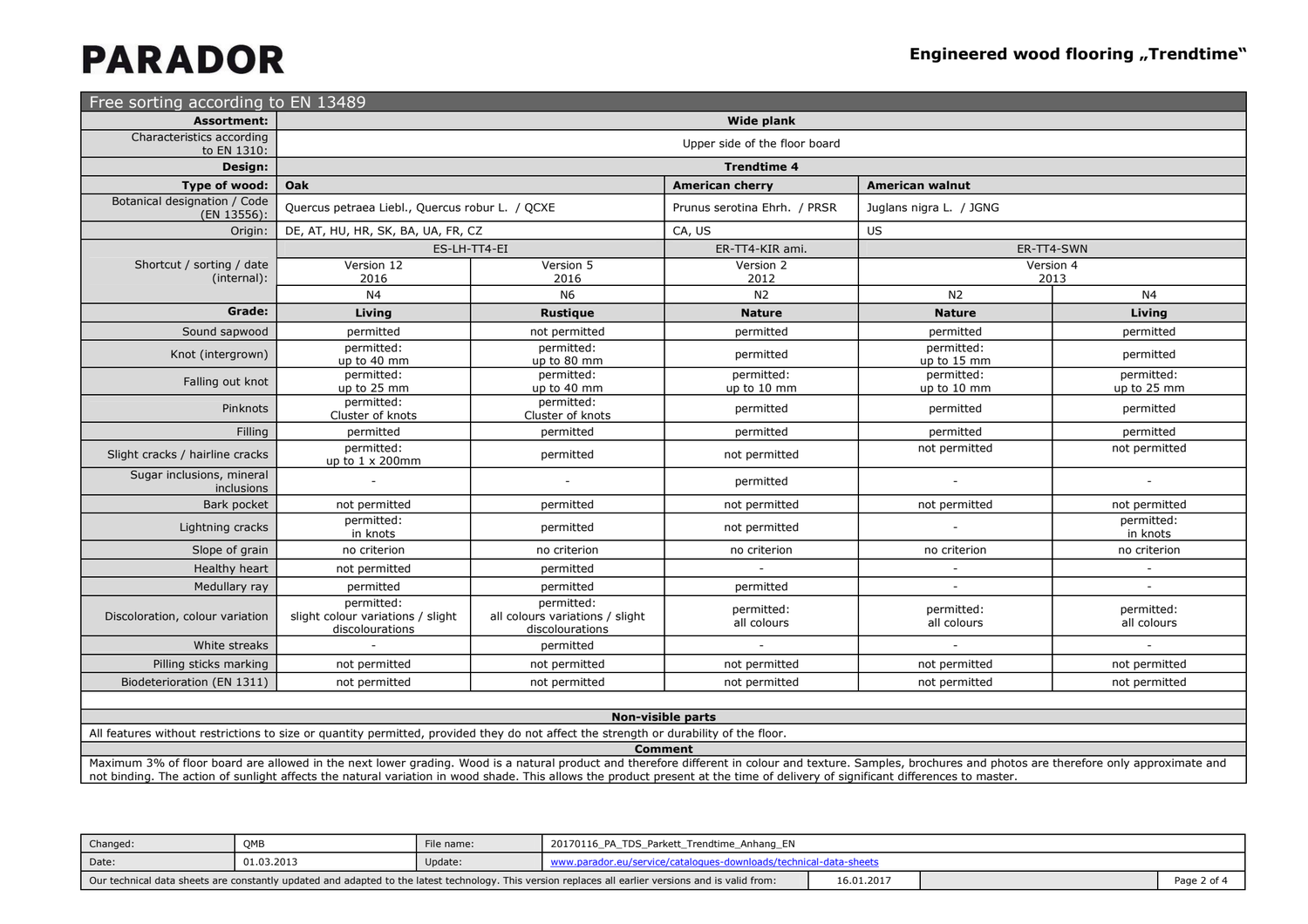# PARADOR

**Engineered wood flooring „Trendtime"**

| Free sorting according to EN 13489 | | | | | |
|---|---|---|---|---|---|
| **Assortment:** | **Wide plank** | | | | |
| Characteristics according to EN 1310: | Upper side of the floor board | | | | |
| **Design:** | **Trendtime 4** | | | | |
| **Type of wood:** | **Oak** | | **American cherry** | **American walnut** | |
| Botanical designation / Code (EN 13556): | Quercus petraea Liebl., Quercus robur L. / QCXE | | Prunus serotina Ehrh. / PRSR | Juglans nigra L. / JGNG | |
| Origin: | DE, AT, HU, HR, SK, BA, UA, FR, CZ | | CA, US | US | |
| Shortcut / sorting / date (internal): | ES-LH-TT4-EI | | ER-TT4-KIR ami. | ER-TT4-SWN | |
| | Version 12 2016 | Version 5 2016 | Version 2 2012 | Version 4 2013 | |
| | N4 | N6 | N2 | N2 | N4 |
| **Grade:** | **Living** | **Rustique** | **Nature** | **Nature** | **Living** |
| Sound sapwood | permitted | not permitted | permitted | permitted | permitted |
| Knot (intergrown) | permitted: up to 40 mm | permitted: up to 80 mm | permitted | permitted: up to 15 mm | permitted |
| Falling out knot | permitted: up to 25 mm | permitted: up to 40 mm | permitted: up to 10 mm | permitted: up to 10 mm | permitted: up to 25 mm |
| Pinknots | permitted: Cluster of knots | permitted: Cluster of knots | permitted | permitted | permitted |
| Filling | permitted | permitted | permitted | permitted | permitted |
| Slight cracks / hairline cracks | permitted: up to 1 x 200mm | permitted | not permitted | not permitted | not permitted |
| Sugar inclusions, mineral inclusions | - | - | permitted | - | - |
| Bark pocket | not permitted | permitted | not permitted | not permitted | not permitted |
| Lightning cracks | permitted: in knots | permitted | not permitted | - | permitted: in knots |
| Slope of grain | no criterion | no criterion | no criterion | no criterion | no criterion |
| Healthy heart | not permitted | permitted | - | - | - |
| Medullary ray | permitted | permitted | permitted | - | - |
| Discoloration, colour variation | permitted: slight colour variations / slight discolourations | permitted: all colours variations / slight discolourations | permitted: all colours | permitted: all colours | permitted: all colours |
| White streaks | - | permitted | - | - | - |
| Pilling sticks marking | not permitted | not permitted | not permitted | not permitted | not permitted |
| Biodeterioration (EN 1311) | not permitted | not permitted | not permitted | not permitted | not permitted |

**Non-visible parts**

All features without restrictions to size or quantity permitted, provided they do not affect the strength or durability of the floor.

**Comment**

Maximum 3% of floor board are allowed in the next lower grading. Wood is a natural product and therefore different in colour and texture. Samples, brochures and photos are therefore only approximate and not binding. The action of sunlight affects the natural variation in wood shade. This allows the product present at the time of delivery of significant differences to master.

| Changed: | QMB | File name: | 20170116_PA_TDS_Parkett_Trendtime_Anhang_EN |
|---|---|---|---|
| Date: | 01.03.2013 | Update: | www.parador.eu/service/catalogues-downloads/technical-data-sheets |

Our technical data sheets are constantly updated and adapted to the latest technology. This version replaces all earlier versions and is valid from: 16.01.2017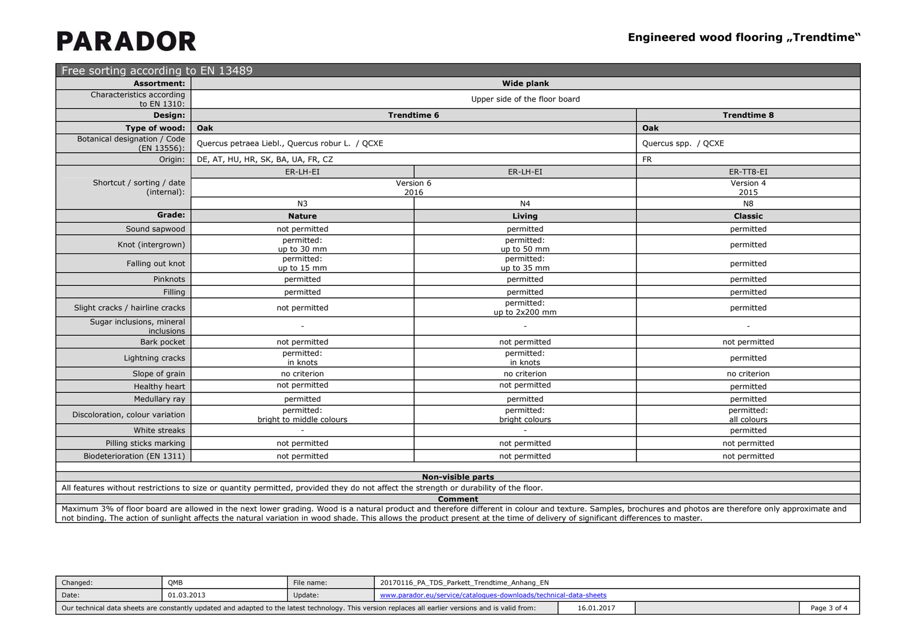# PARADOR

**Engineered wood flooring „Trendtime"**

| Free sorting according to EN 13489 | | | |
|---|---|---|---|
| **Assortment:** | **Wide plank** | | |
| Characteristics according to EN 1310: | Upper side of the floor board | | |
| **Design:** | **Trendtime 6** | | **Trendtime 8** |
| **Type of wood:** | **Oak** | | **Oak** |
| Botanical designation / Code (EN 13556): | Quercus petraea Liebl., Quercus robur L. / QCXE | | Quercus spp. / QCXE |
| Origin: | DE, AT, HU, HR, SK, BA, UA, FR, CZ | | FR |
| Shortcut / sorting / date (internal): | ER-LH-EI | ER-LH-EI | ER-TT8-EI |
| | Version 6 2016 | | Version 4 2015 |
| | N3 | N4 | N8 |
| **Grade:** | **Nature** | **Living** | **Classic** |
| Sound sapwood | not permitted | permitted | permitted |
| Knot (intergrown) | permitted: up to 30 mm | permitted: up to 50 mm | permitted |
| Falling out knot | permitted: up to 15 mm | permitted: up to 35 mm | permitted |
| Pinknots | permitted | permitted | permitted |
| Filling | permitted | permitted | permitted |
| Slight cracks / hairline cracks | not permitted | permitted: up to 2x200 mm | permitted |
| Sugar inclusions, mineral inclusions | - | - | - |
| Bark pocket | not permitted | not permitted | not permitted |
| Lightning cracks | permitted: in knots | permitted: in knots | permitted |
| Slope of grain | no criterion | no criterion | no criterion |
| Healthy heart | not permitted | not permitted | permitted |
| Medullary ray | permitted | permitted | permitted |
| Discoloration, colour variation | permitted: bright to middle colours | permitted: bright colours | permitted: all colours |
| White streaks | - | - | permitted |
| Pilling sticks marking | not permitted | not permitted | not permitted |
| Biodeterioration (EN 1311) | not permitted | not permitted | not permitted |

**Non-visible parts**

All features without restrictions to size or quantity permitted, provided they do not affect the strength or durability of the floor.

**Comment**

Maximum 3% of floor board are allowed in the next lower grading. Wood is a natural product and therefore different in colour and texture. Samples, brochures and photos are therefore only approximate and not binding. The action of sunlight affects the natural variation in wood shade. This allows the product present at the time of delivery of significant differences to master.

| Changed: | QMB | File name: | 20170116_PA_TDS_Parkett_Trendtime_Anhang_EN |
|---|---|---|---|
| Date: | 01.03.2013 | Update: | www.parador.eu/service/catalogues-downloads/technical-data-sheets |

Our technical data sheets are constantly updated and adapted to the latest technology. This version replaces all earlier versions and is valid from: 16.01.2017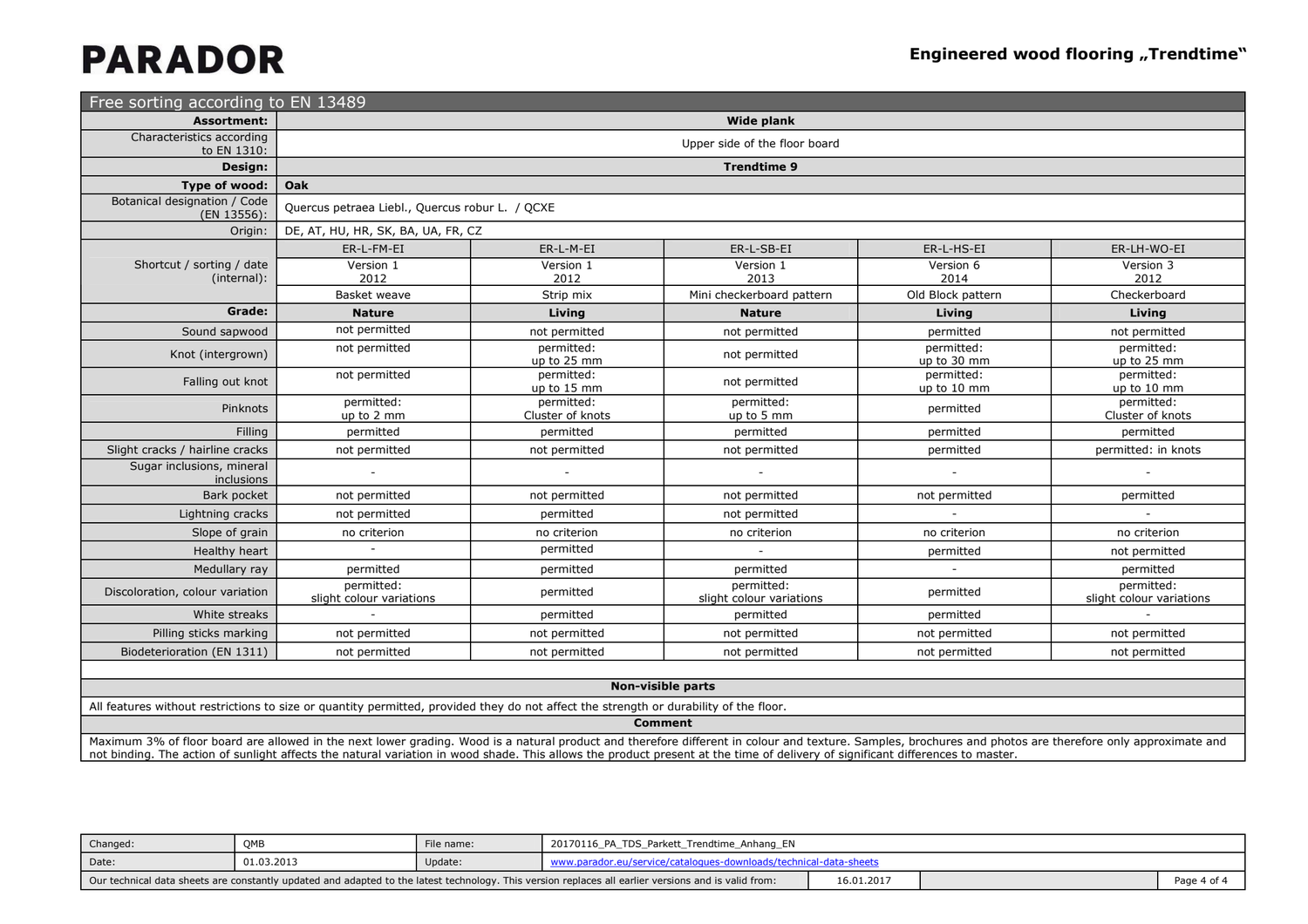# PARADOR

**Engineered wood flooring „Trendtime"**

| Free sorting according to EN 13489 | | | | | |
|---|---|---|---|---|---|
| **Assortment:** | **Wide plank** | | | | |
| Characteristics according to EN 1310: | Upper side of the floor board | | | | |
| **Design:** | **Trendtime 9** | | | | |
| **Type of wood:** | **Oak** | | | | |
| Botanical designation / Code (EN 13556): | Quercus petraea Liebl., Quercus robur L. / QCXE | | | | |
| Origin: | DE, AT, HU, HR, SK, BA, UA, FR, CZ | | | | |
| Shortcut / sorting / date (internal): | ER-L-FM-EI | ER-L-M-EI | ER-L-SB-EI | ER-L-HS-EI | ER-LH-WO-EI |
| | Version 1 2012 | Version 1 2012 | Version 1 2013 | Version 6 2014 | Version 3 2012 |
| | Basket weave | Strip mix | Mini checkerboard pattern | Old Block pattern | Checkerboard |
| **Grade:** | **Nature** | **Living** | **Nature** | **Living** | **Living** |
| Sound sapwood | not permitted | not permitted | not permitted | permitted | not permitted |
| Knot (intergrown) | not permitted | permitted: up to 25 mm | not permitted | permitted: up to 30 mm | permitted: up to 25 mm |
| Falling out knot | not permitted | permitted: up to 15 mm | not permitted | permitted: up to 10 mm | permitted: up to 10 mm |
| Pinknots | permitted: up to 2 mm | permitted: Cluster of knots | permitted: up to 5 mm | permitted | permitted: Cluster of knots |
| Filling | permitted | permitted | permitted | permitted | permitted |
| Slight cracks / hairline cracks | not permitted | not permitted | not permitted | permitted | permitted: in knots |
| Sugar inclusions, mineral inclusions | - | - | - | - | - |
| Bark pocket | not permitted | not permitted | not permitted | not permitted | permitted |
| Lightning cracks | not permitted | permitted | not permitted | - | - |
| Slope of grain | no criterion | no criterion | no criterion | no criterion | no criterion |
| Healthy heart | - | permitted | - | permitted | not permitted |
| Medullary ray | permitted | permitted | permitted | - | permitted |
| Discoloration, colour variation | permitted: slight colour variations | permitted | permitted: slight colour variations | permitted | permitted: slight colour variations |
| White streaks | - | permitted | permitted | permitted | - |
| Pilling sticks marking | not permitted | not permitted | not permitted | not permitted | not permitted |
| Biodeterioration (EN 1311) | not permitted | not permitted | not permitted | not permitted | not permitted |

**Non-visible parts**

All features without restrictions to size or quantity permitted, provided they do not affect the strength or durability of the floor.

**Comment**

Maximum 3% of floor board are allowed in the next lower grading. Wood is a natural product and therefore different in colour and texture. Samples, brochures and photos are therefore only approximate and not binding. The action of sunlight affects the natural variation in wood shade. This allows the product present at the time of delivery of significant differences to master.

| | | | |
|---|---|---|---|
| Changed: | QMB | File name: | 20170116_PA_TDS_Parkett_Trendtime_Anhang_EN |
| Date: | 01.03.2013 | Update: | www.parador.eu/service/catalogues-downloads/technical-data-sheets |

Our technical data sheets are constantly updated and adapted to the latest technology. This version replaces all earlier versions and is valid from: 16.01.2017